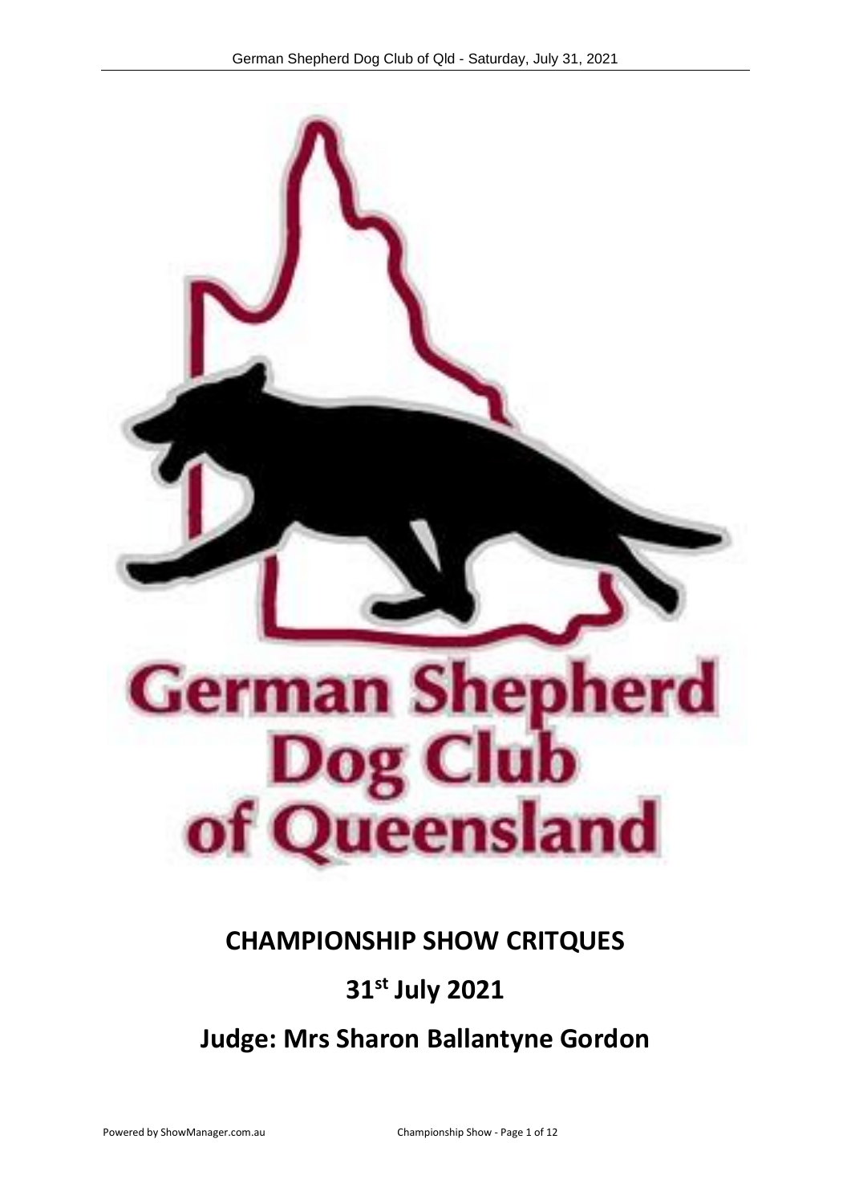German Shepherd Dog Club of Queensland

# CHAMPIONSHIP SHOW CRITQUES

## 31st July 2021

## Judge: Mrs Sharon Ballantyne Gordon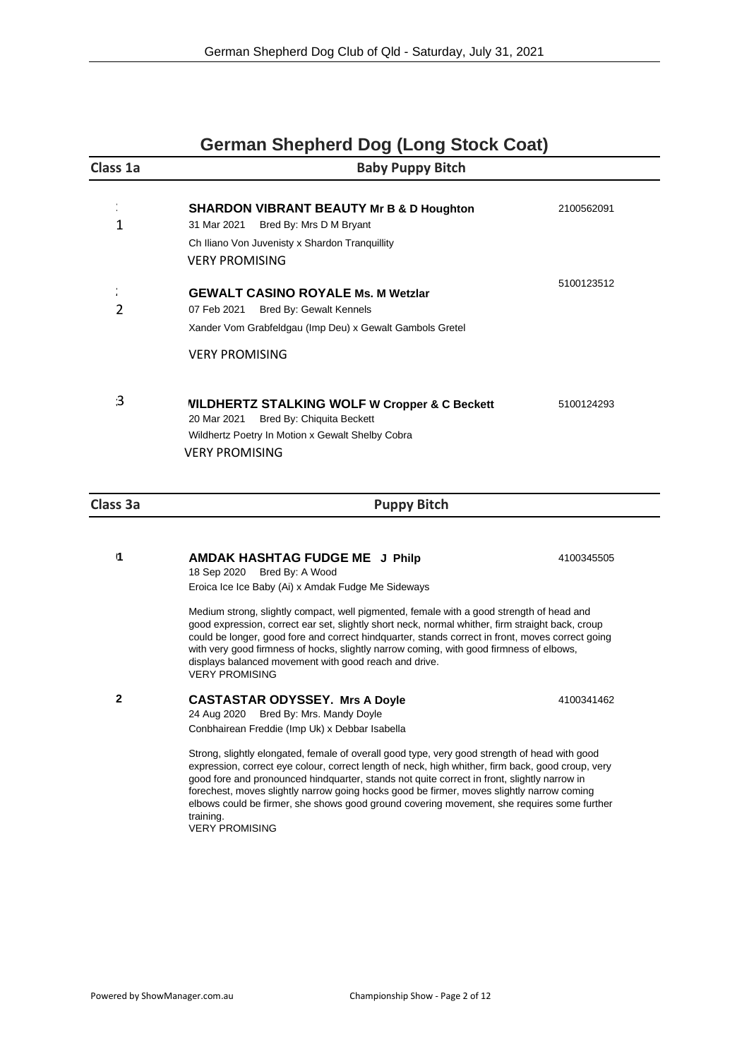# German Shepherd Dog (Long Stock Coat)

## Class 1a — Baby Puppy Bitch

**1** **SHARDON VIBRANT BEAUTY Mr B & D Houghton** — 2100562091
31 Mar 2021 Bred By: Mrs D M Bryant
Ch Iliano Von Juvenisty x Shardon Tranquillity
VERY PROMISING

**2** **GEWALT CASINO ROYALE Ms. M Wetzlar** — 5100123512
07 Feb 2021 Bred By: Gewalt Kennels
Xander Vom Grabfeldgau (Imp Deu) x Gewalt Gambols Gretel
VERY PROMISING

**3** **WILDHERTZ STALKING WOLF W Cropper & C Beckett** — 5100124293
20 Mar 2021 Bred By: Chiquita Beckett
Wildhertz Poetry In Motion x Gewalt Shelby Cobra
VERY PROMISING

## Class 3a — Puppy Bitch

**1** **AMDAK HASHTAG FUDGE ME J Philp** — 4100345505
18 Sep 2020 Bred By: A Wood
Eroica Ice Ice Baby (Ai) x Amdak Fudge Me Sideways

Medium strong, slightly compact, well pigmented, female with a good strength of head and good expression, correct ear set, slightly short neck, normal whither, firm straight back, croup could be longer, good fore and correct hindquarter, stands correct in front, moves correct going with very good firmness of hocks, slightly narrow coming, with good firmness of elbows, displays balanced movement with good reach and drive.
VERY PROMISING

**2** **CASTASTAR ODYSSEY. Mrs A Doyle** — 4100341462
24 Aug 2020 Bred By: Mrs. Mandy Doyle
Conbhairean Freddie (Imp Uk) x Debbar Isabella

Strong, slightly elongated, female of overall good type, very good strength of head with good expression, correct eye colour, correct length of neck, high whither, firm back, good croup, very good fore and pronounced hindquarter, stands not quite correct in front, slightly narrow in forechest, moves slightly narrow going hocks good be firmer, moves slightly narrow coming elbows could be firmer, she shows good ground covering movement, she requires some further training.
VERY PROMISING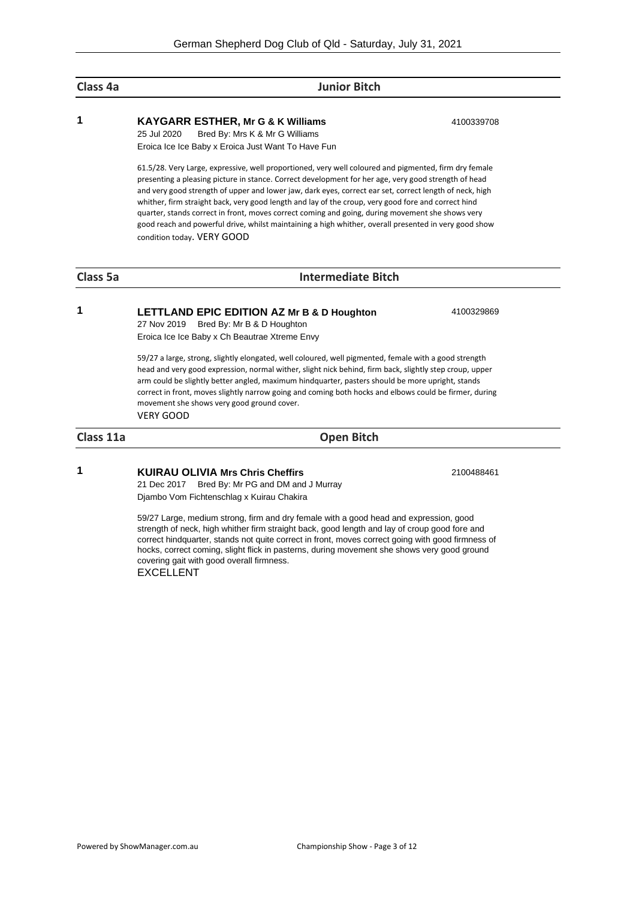## Class 4a — Junior Bitch

**1** **KAYGARR ESTHER, Mr G & K Williams** 4100339708
25 Jul 2020 Bred By: Mrs K & Mr G Williams
Eroica Ice Ice Baby x Eroica Just Want To Have Fun

61.5/28. Very Large, expressive, well proportioned, very well coloured and pigmented, firm dry female presenting a pleasing picture in stance. Correct development for her age, very good strength of head and very good strength of upper and lower jaw, dark eyes, correct ear set, correct length of neck, high whither, firm straight back, very good length and lay of the croup, very good fore and correct hind quarter, stands correct in front, moves correct coming and going, during movement she shows very good reach and powerful drive, whilst maintaining a high whither, overall presented in very good show condition today. VERY GOOD

## Class 5a — Intermediate Bitch

**1** **LETTLAND EPIC EDITION AZ Mr B & D Houghton** 4100329869
27 Nov 2019 Bred By: Mr B & D Houghton
Eroica Ice Ice Baby x Ch Beautrae Xtreme Envy

59/27 a large, strong, slightly elongated, well coloured, well pigmented, female with a good strength head and very good expression, normal wither, slight nick behind, firm back, slightly step croup, upper arm could be slightly better angled, maximum hindquarter, pasters should be more upright, stands correct in front, moves slightly narrow going and coming both hocks and elbows could be firmer, during movement she shows very good ground cover.
VERY GOOD

## Class 11a — Open Bitch

**1** **KUIRAU OLIVIA Mrs Chris Cheffirs** 2100488461
21 Dec 2017 Bred By: Mr PG and DM and J Murray
Djambo Vom Fichtenschlag x Kuirau Chakira

59/27 Large, medium strong, firm and dry female with a good head and expression, good strength of neck, high whither firm straight back, good length and lay of croup good fore and correct hindquarter, stands not quite correct in front, moves correct going with good firmness of hocks, correct coming, slight flick in pasterns, during movement she shows very good ground covering gait with good overall firmness.
EXCELLENT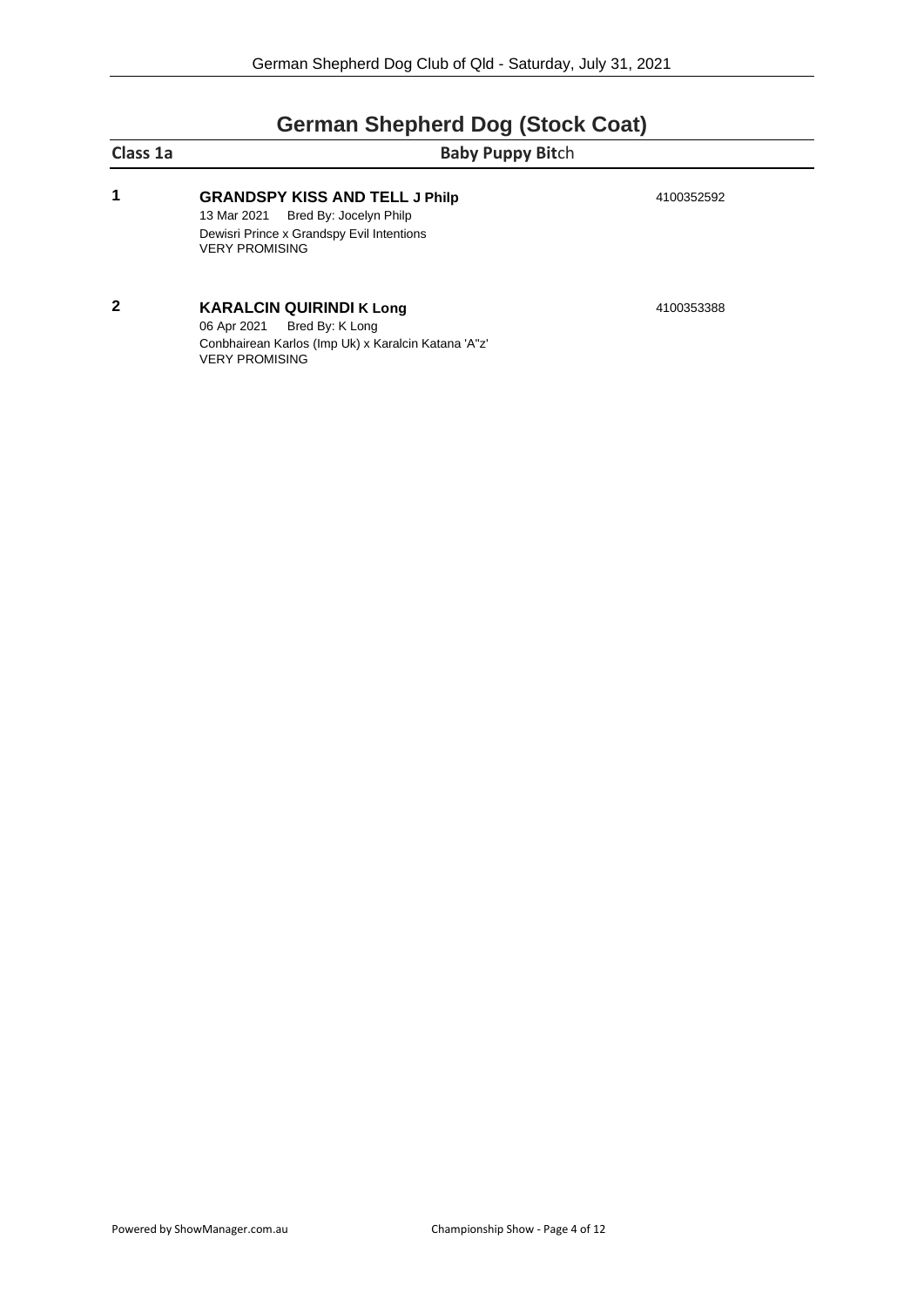# German Shepherd Dog (Stock Coat)

**Class 1a** **Baby Puppy Bitch**

**1** **GRANDSPY KISS AND TELL J Philp** 4100352592
13 Mar 2021 Bred By: Jocelyn Philp
Dewisri Prince x Grandspy Evil Intentions
VERY PROMISING

**2** **KARALCIN QUIRINDI K Long** 4100353388
06 Apr 2021 Bred By: K Long
Conbhairean Karlos (Imp Uk) x Karalcin Katana 'A"z'
VERY PROMISING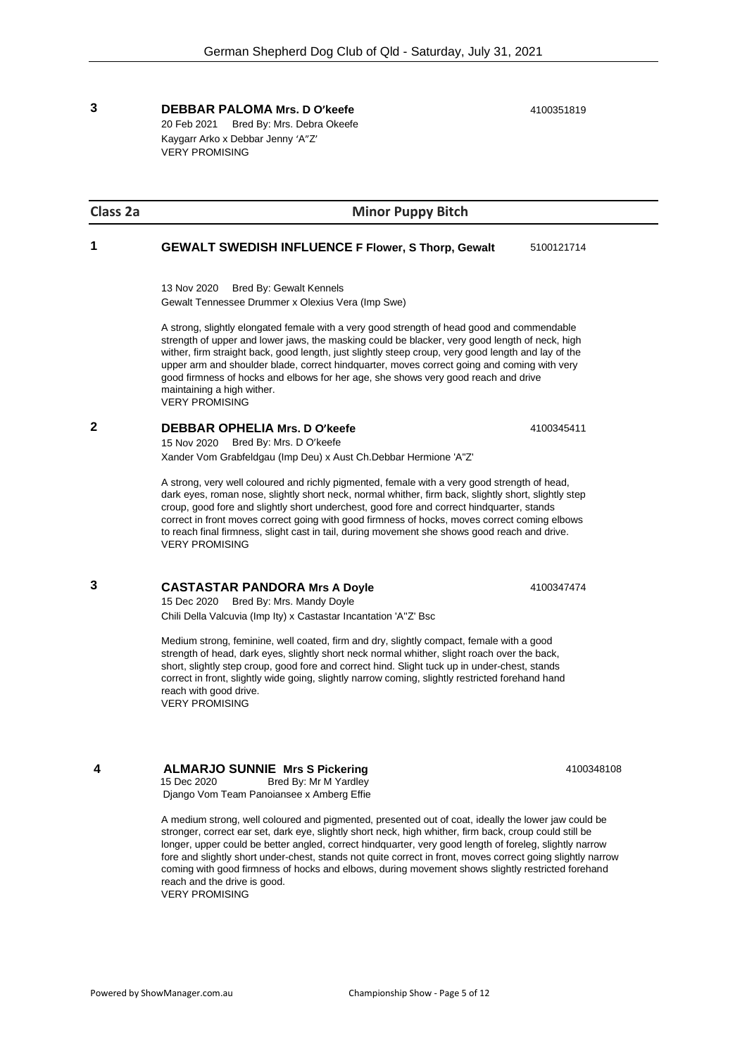**3** **DEBBAR PALOMA Mrs. D O'keefe** 4100351819

20 Feb 2021 Bred By: Mrs. Debra Okeefe
Kaygarr Arko x Debbar Jenny 'A"Z'
VERY PROMISING

## Class 2a Minor Puppy Bitch

**1** **GEWALT SWEDISH INFLUENCE F Flower, S Thorp, Gewalt** 5100121714

13 Nov 2020 Bred By: Gewalt Kennels
Gewalt Tennessee Drummer x Olexius Vera (Imp Swe)

A strong, slightly elongated female with a very good strength of head good and commendable strength of upper and lower jaws, the masking could be blacker, very good length of neck, high wither, firm straight back, good length, just slightly steep croup, very good length and lay of the upper arm and shoulder blade, correct hindquarter, moves correct going and coming with very good firmness of hocks and elbows for her age, she shows very good reach and drive maintaining a high wither.
VERY PROMISING

**2** **DEBBAR OPHELIA Mrs. D O'keefe** 4100345411

15 Nov 2020 Bred By: Mrs. D O'keefe
Xander Vom Grabfeldgau (Imp Deu) x Aust Ch.Debbar Hermione 'A"Z'

A strong, very well coloured and richly pigmented, female with a very good strength of head, dark eyes, roman nose, slightly short neck, normal whither, firm back, slightly short, slightly step croup, good fore and slightly short underchest, good fore and correct hindquarter, stands correct in front moves correct going with good firmness of hocks, moves correct coming elbows to reach final firmness, slight cast in tail, during movement she shows good reach and drive.
VERY PROMISING

**3** **CASTASTAR PANDORA Mrs A Doyle** 4100347474

15 Dec 2020 Bred By: Mrs. Mandy Doyle
Chili Della Valcuvia (Imp Ity) x Castastar Incantation 'A"Z' Bsc

Medium strong, feminine, well coated, firm and dry, slightly compact, female with a good strength of head, dark eyes, slightly short neck normal whither, slight roach over the back, short, slightly step croup, good fore and correct hind. Slight tuck up in under-chest, stands correct in front, slightly wide going, slightly narrow coming, slightly restricted forehand hand reach with good drive.
VERY PROMISING

**4** **ALMARJO SUNNIE Mrs S Pickering** 4100348108

15 Dec 2020 Bred By: Mr M Yardley
Django Vom Team Panoiansee x Amberg Effie

A medium strong, well coloured and pigmented, presented out of coat, ideally the lower jaw could be stronger, correct ear set, dark eye, slightly short neck, high whither, firm back, croup could still be longer, upper could be better angled, correct hindquarter, very good length of foreleg, slightly narrow fore and slightly short under-chest, stands not quite correct in front, moves correct going slightly narrow coming with good firmness of hocks and elbows, during movement shows slightly restricted forehand reach and the drive is good.
VERY PROMISING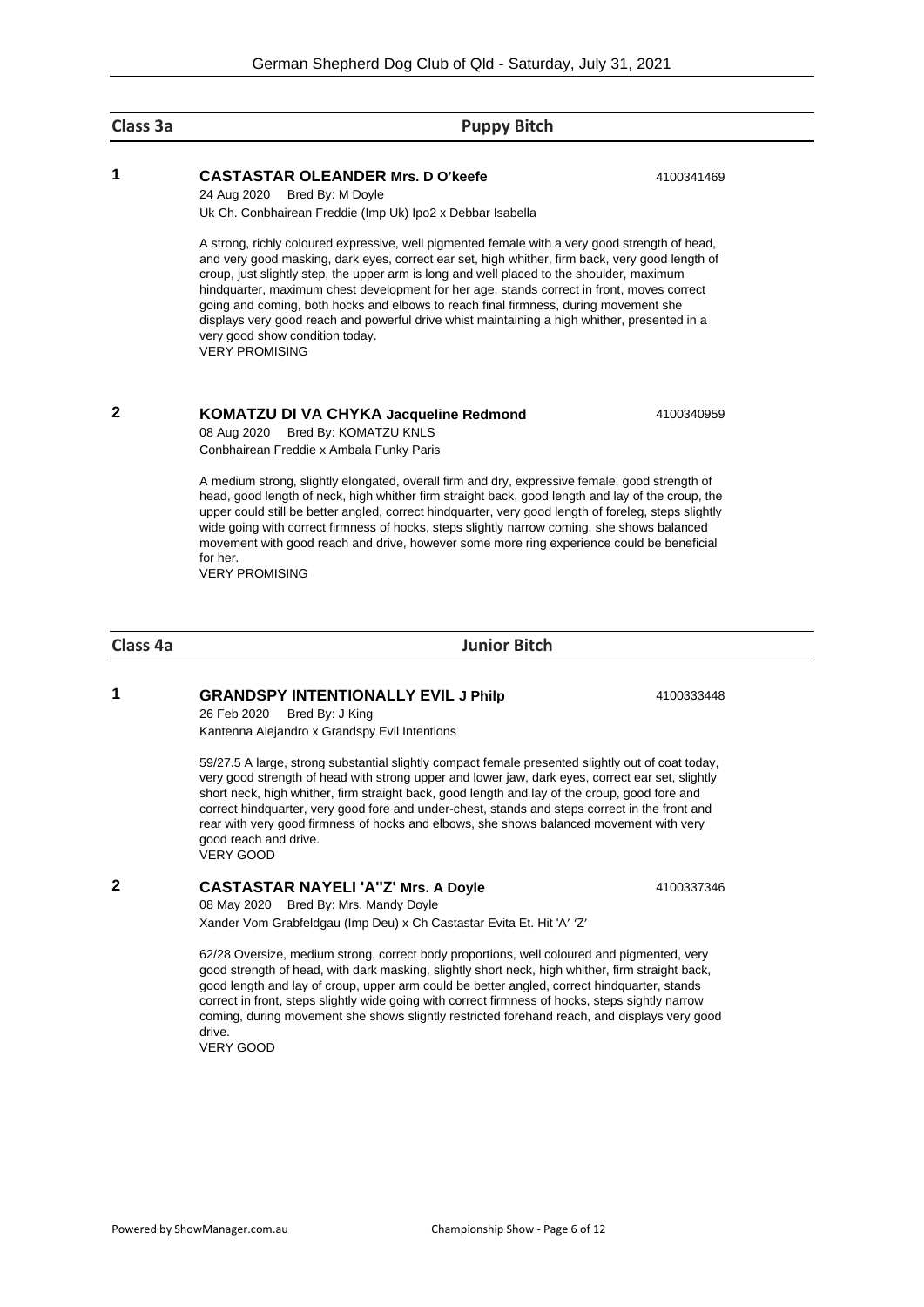## Class 3a — Puppy Bitch

**1** **CASTASTAR OLEANDER Mrs. D O'keefe** 4100341469

24 Aug 2020 Bred By: M Doyle

Uk Ch. Conbhairean Freddie (Imp Uk) Ipo2 x Debbar Isabella

A strong, richly coloured expressive, well pigmented female with a very good strength of head, and very good masking, dark eyes, correct ear set, high whither, firm back, very good length of croup, just slightly step, the upper arm is long and well placed to the shoulder, maximum hindquarter, maximum chest development for her age, stands correct in front, moves correct going and coming, both hocks and elbows to reach final firmness, during movement she displays very good reach and powerful drive whist maintaining a high whither, presented in a very good show condition today.

VERY PROMISING

**2** **KOMATZU DI VA CHYKA Jacqueline Redmond** 4100340959

08 Aug 2020 Bred By: KOMATZU KNLS

Conbhairean Freddie x Ambala Funky Paris

A medium strong, slightly elongated, overall firm and dry, expressive female, good strength of head, good length of neck, high whither firm straight back, good length and lay of the croup, the upper could still be better angled, correct hindquarter, very good length of foreleg, steps slightly wide going with correct firmness of hocks, steps slightly narrow coming, she shows balanced movement with good reach and drive, however some more ring experience could be beneficial for her.

VERY PROMISING

## Class 4a — Junior Bitch

**1** **GRANDSPY INTENTIONALLY EVIL J Philp** 4100333448

26 Feb 2020 Bred By: J King

Kantenna Alejandro x Grandspy Evil Intentions

59/27.5 A large, strong substantial slightly compact female presented slightly out of coat today, very good strength of head with strong upper and lower jaw, dark eyes, correct ear set, slightly short neck, high whither, firm straight back, good length and lay of the croup, good fore and correct hindquarter, very good fore and under-chest, stands and steps correct in the front and rear with very good firmness of hocks and elbows, she shows balanced movement with very good reach and drive.

VERY GOOD

**2** **CASTASTAR NAYELI 'A''Z' Mrs. A Doyle** 4100337346

08 May 2020 Bred By: Mrs. Mandy Doyle

Xander Vom Grabfeldgau (Imp Deu) x Ch Castastar Evita Et. Hit 'A' 'Z'

62/28 Oversize, medium strong, correct body proportions, well coloured and pigmented, very good strength of head, with dark masking, slightly short neck, high whither, firm straight back, good length and lay of croup, upper arm could be better angled, correct hindquarter, stands correct in front, steps slightly wide going with correct firmness of hocks, steps sightly narrow coming, during movement she shows slightly restricted forehand reach, and displays very good drive.

VERY GOOD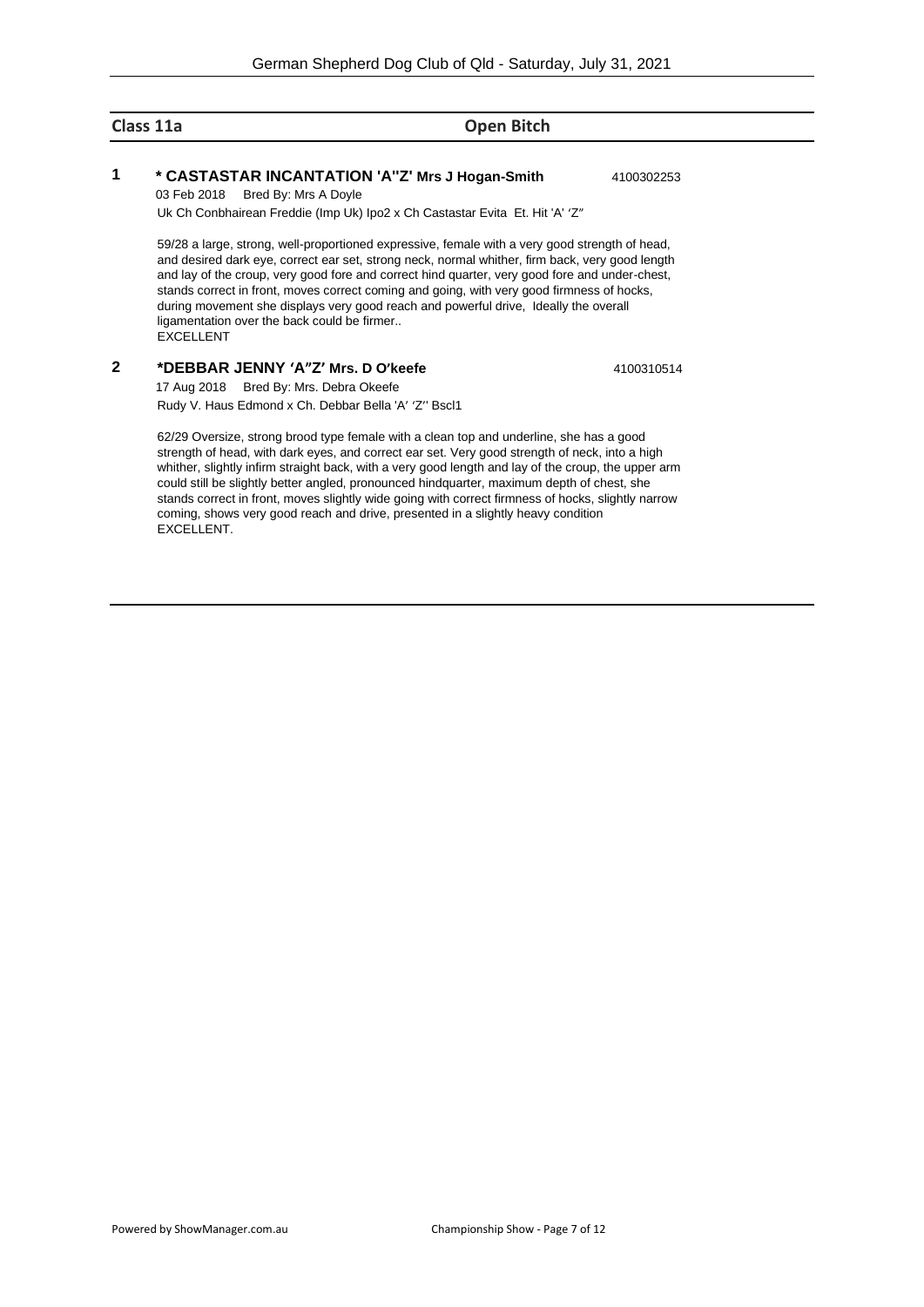## Class 11a — Open Bitch

**1** **\* CASTASTAR INCANTATION 'A''Z' Mrs J Hogan-Smith** 4100302253

03 Feb 2018 Bred By: Mrs A Doyle

Uk Ch Conbhairean Freddie (Imp Uk) Ipo2 x Ch Castastar Evita Et. Hit 'A' 'Z''

59/28 a large, strong, well-proportioned expressive, female with a very good strength of head, and desired dark eye, correct ear set, strong neck, normal whither, firm back, very good length and lay of the croup, very good fore and correct hind quarter, very good fore and under-chest, stands correct in front, moves correct coming and going, with very good firmness of hocks, during movement she displays very good reach and powerful drive, Ideally the overall ligamentation over the back could be firmer..
EXCELLENT

**2** **\*DEBBAR JENNY 'A''Z' Mrs. D O'keefe** 4100310514

17 Aug 2018 Bred By: Mrs. Debra Okeefe

Rudy V. Haus Edmond x Ch. Debbar Bella 'A' 'Z'' Bscl1

62/29 Oversize, strong brood type female with a clean top and underline, she has a good strength of head, with dark eyes, and correct ear set. Very good strength of neck, into a high whither, slightly infirm straight back, with a very good length and lay of the croup, the upper arm could still be slightly better angled, pronounced hindquarter, maximum depth of chest, she stands correct in front, moves slightly wide going with correct firmness of hocks, slightly narrow coming, shows very good reach and drive, presented in a slightly heavy condition
EXCELLENT.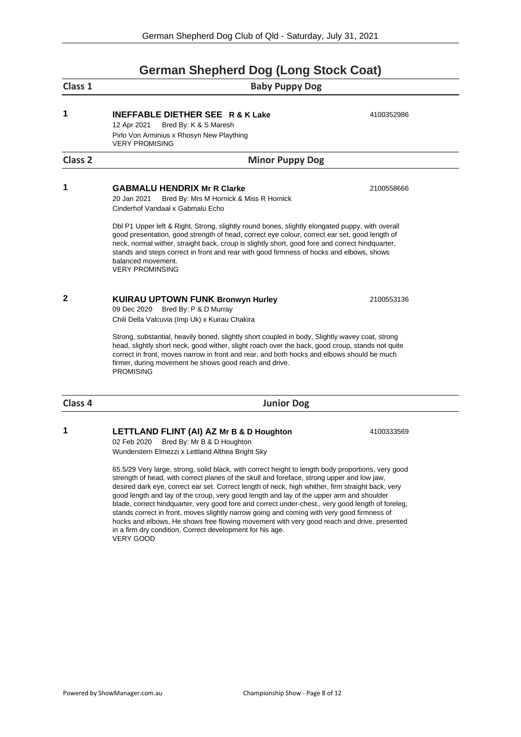# German Shepherd Dog (Long Stock Coat)

## Class 1 — Baby Puppy Dog

**1** **INEFFABLE DIETHER SEE R & K Lake** 4100352986
12 Apr 2021 Bred By: K & S Maresh
Pirlo Von Arminius x Rhosyn New Plaything
VERY PROMISING

## Class 2 — Minor Puppy Dog

**1** **GABMALU HENDRIX Mr R Clarke** 2100558666
20 Jan 2021 Bred By: Mrs M Hornick & Miss R Hornick
Cinderhof Vandaal x Gabmalu Echo

Dbl P1 Upper left & Right, Strong, slightly round bones, slightly elongated puppy, with overall good presentation, good strength of head, correct eye colour, correct ear set, good length of neck, normal wither, straight back, croup is slightly short, good fore and correct hindquarter, stands and steps correct in front and rear with good firmness of hocks and elbows, shows balanced movement.
VERY PROMINSING

**2** **KUIRAU UPTOWN FUNK Bronwyn Hurley** 2100553136
09 Dec 2020 Bred By: P & D Murray
Chili Della Valcuvia (Imp Uk) x Kuirau Chakira

Strong, substantial, heavily boned, slightly short coupled in body, Slightly wavey coat, strong head, slightly short neck, good wither, slight roach over the back, good croup, stands not quite correct in front, moves narrow in front and rear, and both hocks and elbows should be much firmer, during movement he shows good reach and drive.
PROMISING

## Class 4 — Junior Dog

**1** **LETTLAND FLINT (AI) AZ Mr B & D Houghton** 4100333569
02 Feb 2020 Bred By: Mr B & D Houghton
Wunderstern Elmezzi x Lettland Althea Bright Sky

65.5/29 Very large, strong, solid black, with correct height to length body proportions, very good strength of head, with correct planes of the skull and foreface, strong upper and low jaw, desired dark eye, correct ear set. Correct length of neck, high whither, firm straight back, very good length and lay of the croup, very good length and lay of the upper arm and shoulder blade, correct hindquarter, very good fore and correct under-chest., very good length of foreleg, stands correct in front, moves slightly narrow going and coming with very good firmness of hocks and elbows, He shows free flowing movement with very good reach and drive, presented in a firm dry condition, Correct development for his age.
VERY GOOD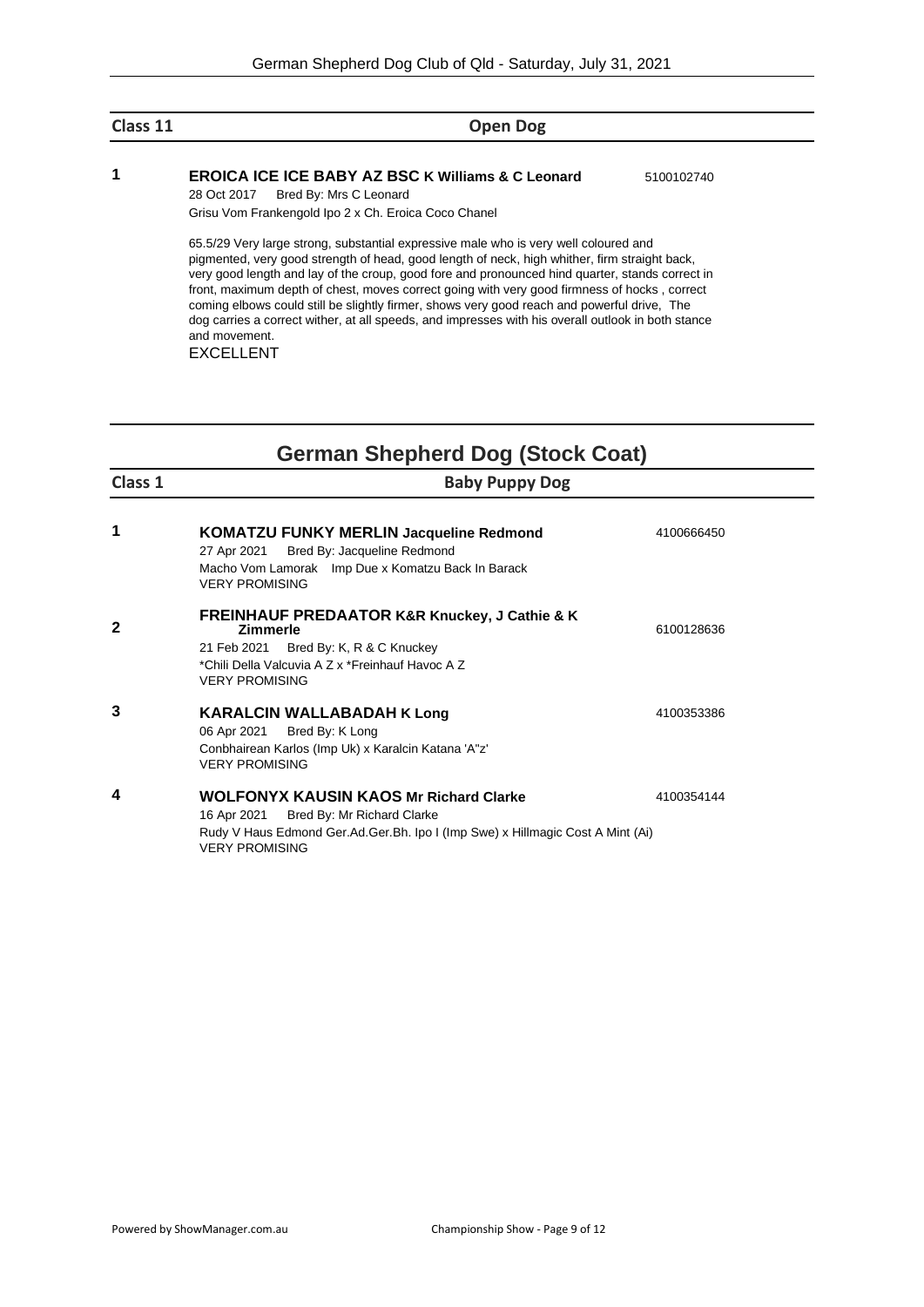## Class 11 — Open Dog

**1** **EROICA ICE ICE BABY AZ BSC** K Williams & C Leonard — 5100102740
28 Oct 2017 Bred By: Mrs C Leonard
Grisu Vom Frankengold Ipo 2 x Ch. Eroica Coco Chanel

65.5/29 Very large strong, substantial expressive male who is very well coloured and pigmented, very good strength of head, good length of neck, high whither, firm straight back, very good length and lay of the croup, good fore and pronounced hind quarter, stands correct in front, maximum depth of chest, moves correct going with very good firmness of hocks , correct coming elbows could still be slightly firmer, shows very good reach and powerful drive, The dog carries a correct wither, at all speeds, and impresses with his overall outlook in both stance and movement.
EXCELLENT

# German Shepherd Dog (Stock Coat)

## Class 1 — Baby Puppy Dog

**1** **KOMATZU FUNKY MERLIN** Jacqueline Redmond — 4100666450
27 Apr 2021 Bred By: Jacqueline Redmond
Macho Vom Lamorak Imp Due x Komatzu Back In Barack
VERY PROMISING

**2** **FREINHAUF PREDAATOR** K&R Knuckey, J Cathie & K Zimmerle — 6100128636
21 Feb 2021 Bred By: K, R & C Knuckey
*Chili Della Valcuvia A Z x *Freinhauf Havoc A Z
VERY PROMISING

**3** **KARALCIN WALLABADAH** K Long — 4100353386
06 Apr 2021 Bred By: K Long
Conbhairean Karlos (Imp Uk) x Karalcin Katana 'A"z'
VERY PROMISING

**4** **WOLFONYX KAUSIN KAOS** Mr Richard Clarke — 4100354144
16 Apr 2021 Bred By: Mr Richard Clarke
Rudy V Haus Edmond Ger.Ad.Ger.Bh. Ipo I (Imp Swe) x Hillmagic Cost A Mint (Ai)
VERY PROMISING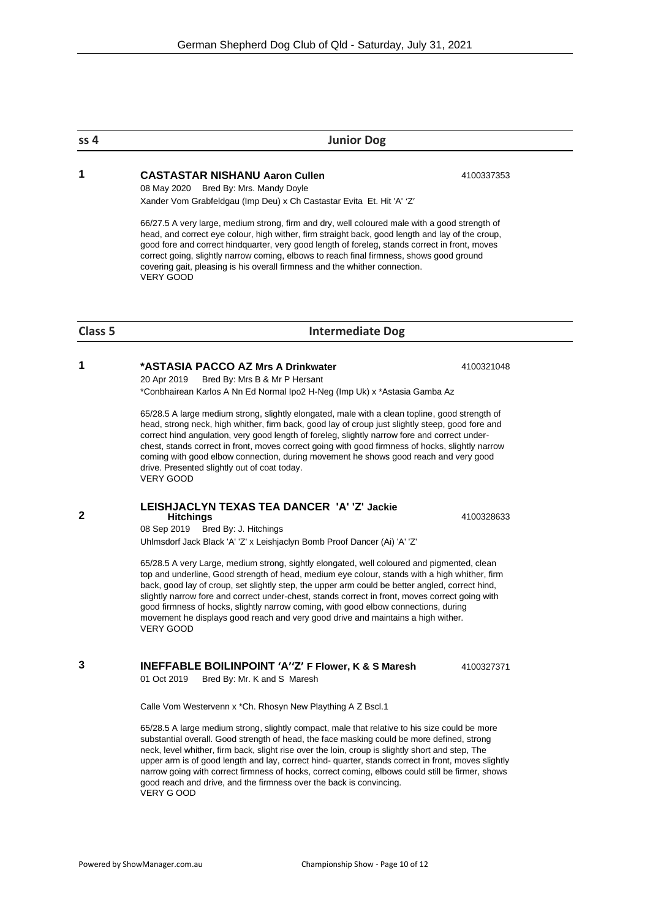## ss 4 Junior Dog

**1** **CASTASTAR NISHANU Aaron Cullen** 4100337353

08 May 2020 Bred By: Mrs. Mandy Doyle

Xander Vom Grabfeldgau (Imp Deu) x Ch Castastar Evita Et. Hit 'A' 'Z'

66/27.5 A very large, medium strong, firm and dry, well coloured male with a good strength of head, and correct eye colour, high wither, firm straight back, good length and lay of the croup, good fore and correct hindquarter, very good length of foreleg, stands correct in front, moves correct going, slightly narrow coming, elbows to reach final firmness, shows good ground covering gait, pleasing is his overall firmness and the whither connection.
VERY GOOD

## Class 5 Intermediate Dog

**1** ***ASTASIA PACCO AZ Mrs A Drinkwater** 4100321048

20 Apr 2019 Bred By: Mrs B & Mr P Hersant

*Conbhairean Karlos A Nn Ed Normal Ipo2 H-Neg (Imp Uk) x *Astasia Gamba Az

65/28.5 A large medium strong, slightly elongated, male with a clean topline, good strength of head, strong neck, high whither, firm back, good lay of croup just slightly steep, good fore and correct hind angulation, very good length of foreleg, slightly narrow fore and correct under-chest, stands correct in front, moves correct going with good firmness of hocks, slightly narrow coming with good elbow connection, during movement he shows good reach and very good drive. Presented slightly out of coat today.
VERY GOOD

**2** **LEISHJACLYN TEXAS TEA DANCER 'A' 'Z' Jackie Hitchings** 4100328633

08 Sep 2019 Bred By: J. Hitchings

Uhlmsdorf Jack Black 'A' 'Z' x Leishjaclyn Bomb Proof Dancer (Ai) 'A' 'Z'

65/28.5 A very Large, medium strong, sightly elongated, well coloured and pigmented, clean top and underline, Good strength of head, medium eye colour, stands with a high whither, firm back, good lay of croup, set slightly step, the upper arm could be better angled, correct hind, slightly narrow fore and correct under-chest, stands correct in front, moves correct going with good firmness of hocks, slightly narrow coming, with good elbow connections, during movement he displays good reach and very good drive and maintains a high wither.
VERY GOOD

**3** **INEFFABLE BOILINPOINT 'A''Z' F Flower, K & S Maresh** 4100327371

01 Oct 2019 Bred By: Mr. K and S Maresh

Calle Vom Westervenn x *Ch. Rhosyn New Plaything A Z Bscl.1

65/28.5 A large medium strong, slightly compact, male that relative to his size could be more substantial overall. Good strength of head, the face masking could be more defined, strong neck, level whither, firm back, slight rise over the loin, croup is slightly short and step, The upper arm is of good length and lay, correct hind- quarter, stands correct in front, moves slightly narrow going with correct firmness of hocks, correct coming, elbows could still be firmer, shows good reach and drive, and the firmness over the back is convincing.
VERY G OOD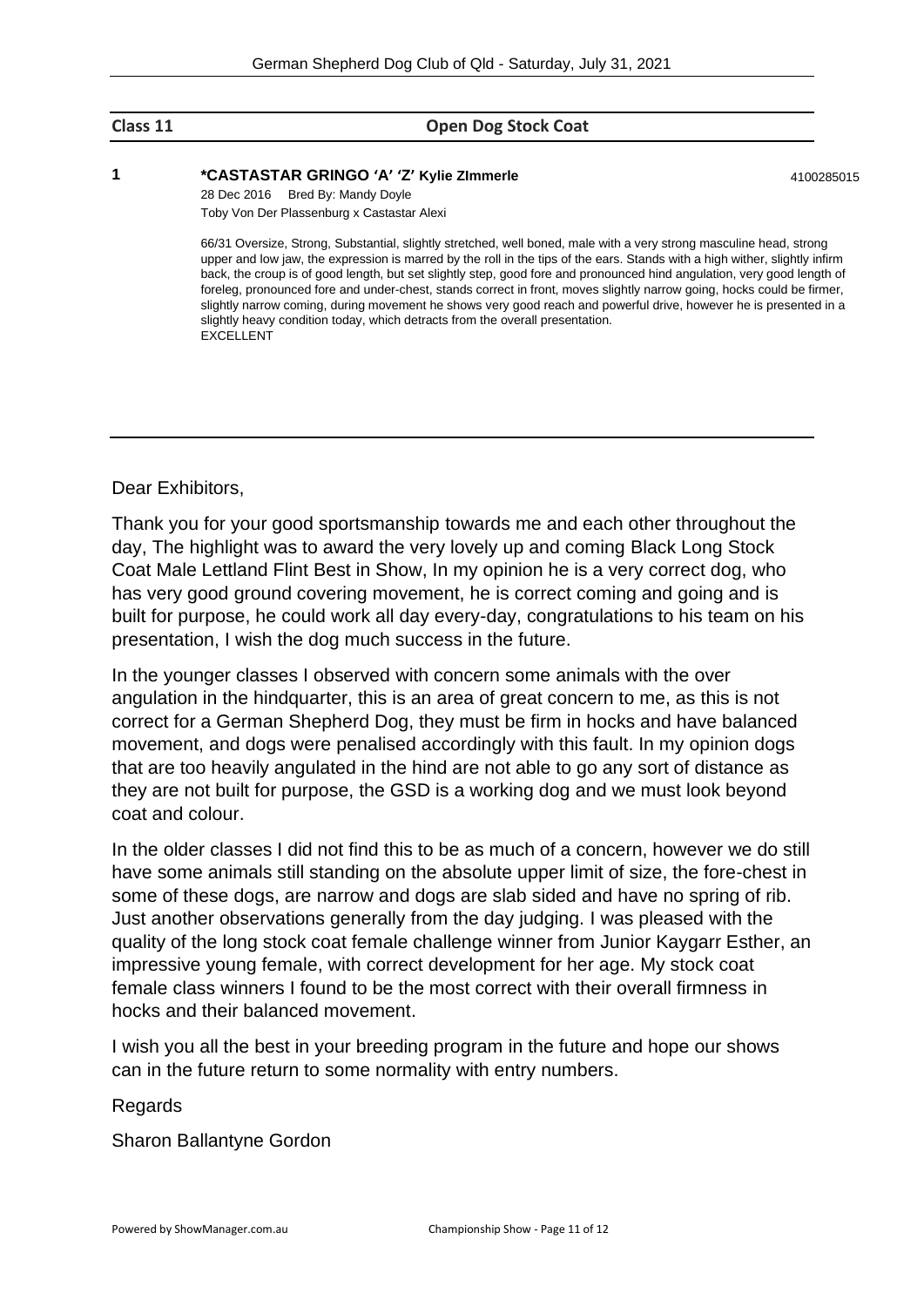| Class 11 | Open Dog Stock Coat |
|---|---|

**1** **\*CASTASTAR GRINGO 'A' 'Z' Kylie ZImmerle** 4100285015

28 Dec 2016 Bred By: Mandy Doyle

Toby Von Der Plassenburg x Castastar Alexi

66/31 Oversize, Strong, Substantial, slightly stretched, well boned, male with a very strong masculine head, strong upper and low jaw, the expression is marred by the roll in the tips of the ears. Stands with a high wither, slightly infirm back, the croup is of good length, but set slightly step, good fore and pronounced hind angulation, very good length of foreleg, pronounced fore and under-chest, stands correct in front, moves slightly narrow going, hocks could be firmer, slightly narrow coming, during movement he shows very good reach and powerful drive, however he is presented in a slightly heavy condition today, which detracts from the overall presentation.

EXCELLENT

---

Dear Exhibitors,

Thank you for your good sportsmanship towards me and each other throughout the day, The highlight was to award the very lovely up and coming Black Long Stock Coat Male Lettland Flint Best in Show, In my opinion he is a very correct dog, who has very good ground covering movement, he is correct coming and going and is built for purpose, he could work all day every-day, congratulations to his team on his presentation, I wish the dog much success in the future.

In the younger classes I observed with concern some animals with the over angulation in the hindquarter, this is an area of great concern to me, as this is not correct for a German Shepherd Dog, they must be firm in hocks and have balanced movement, and dogs were penalised accordingly with this fault. In my opinion dogs that are too heavily angulated in the hind are not able to go any sort of distance as they are not built for purpose, the GSD is a working dog and we must look beyond coat and colour.

In the older classes I did not find this to be as much of a concern, however we do still have some animals still standing on the absolute upper limit of size, the fore-chest in some of these dogs, are narrow and dogs are slab sided and have no spring of rib. Just another observations generally from the day judging. I was pleased with the quality of the long stock coat female challenge winner from Junior Kaygarr Esther, an impressive young female, with correct development for her age. My stock coat female class winners I found to be the most correct with their overall firmness in hocks and their balanced movement.

I wish you all the best in your breeding program in the future and hope our shows can in the future return to some normality with entry numbers.

Regards

Sharon Ballantyne Gordon